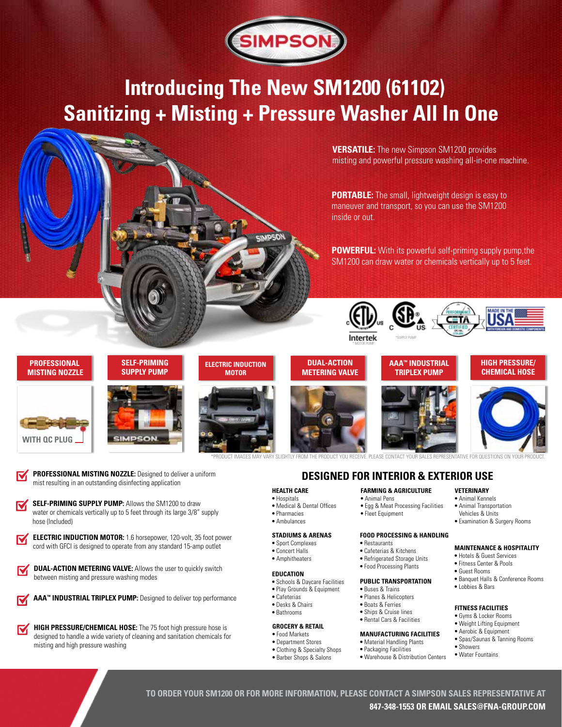SIMPSON

# Introducing The New SM1200 (61102)
# Sanitizing + Misting + Pressure Washer All In One

**VERSATILE:** The new Simpson SM1200 provides misting and powerful pressure washing all-in-one machine.

**PORTABLE:** The small, lightweight design is easy to maneuver and transport, so you can use the SM1200 inside or out.

**POWERFUL:** With its powerful self-priming supply pump,the SM1200 can draw water or chemicals vertically up to 5 feet.

Intertek * MOTOR PUMP

*SUPPLY PUMP

MADE IN THE USA WITH FOREIGN AND DOMESTIC COMPONENTS

PROFESSIONAL MISTING NOZZLE | SELF-PRIMING SUPPLY PUMP | ELECTRIC INDUCTION MOTOR | DUAL-ACTION METERING VALVE | AAA™ INDUSTRIAL TRIPLEX PUMP | HIGH PRESSURE/ CHEMICAL HOSE

WITH QC PLUG

*PRODUCT IMAGES MAY VARY SLIGHTLY FROM THE PRODUCT YOU RECEIVE. PLEASE CONTACT YOUR SALES REPRESENTATIVE FOR QUESTIONS ON YOUR PRODUCT.

- **PROFESSIONAL MISTING NOZZLE:** Designed to deliver a uniform mist resulting in an outstanding disinfecting application
- **SELF-PRIMING SUPPLY PUMP:** Allows the SM1200 to draw water or chemicals vertically up to 5 feet through its large 3/8" supply hose (Included)
- **ELECTRIC INDUCTION MOTOR:** 1.6 horsepower, 120-volt, 35 foot power cord with GFCI is designed to operate from any standard 15-amp outlet
- **DUAL-ACTION METERING VALVE:** Allows the user to quickly switch between misting and pressure washing modes
- **AAA™ INDUSTRIAL TRIPLEX PUMP:** Designed to deliver top performance
- **HIGH PRESSURE/CHEMICAL HOSE:** The 75 foot high pressure hose is designed to handle a wide variety of cleaning and sanitation chemicals for misting and high pressure washing

## DESIGNED FOR INTERIOR & EXTERIOR USE

### HEALTH CARE
- Hospitals
- Medical & Dental Offices
- Pharmacies
- Ambulances

### STADIUMS & ARENAS
- Sport Complexes
- Concert Halls
- Amphitheaters

### EDUCATION
- Schools & Daycare Facilities
- Play Grounds & Equipment
- Cafeterias
- Desks & Chairs
- Bathrooms

### GROCERY & RETAIL
- Food Markets
- Department Stores
- Clothing & Specialty Shops
- Barber Shops & Salons

### FARMING & AGRICULTURE
- Animal Pens
- Egg & Meat Processing Facilities
- Fleet Equipment

### FOOD PROCESSING & HANDLING
- Restaurants
- Cafeterias & Kitchens
- Refrigerated Storage Units
- Food Processing Plants

### PUBLIC TRANSPORTATION
- Buses & Trains
- Planes & Helicopters
- Boats & Ferries
- Ships & Cruise lines
- Rental Cars & Facilities

### MANUFACTURING FACILITIES
- Material Handling Plants
- Packaging Facilities
- Warehouse & Distribution Centers

### VETERINARY
- Animal Kennels
- Animal Transportation Vehicles & Units
- Examination & Surgery Rooms

### MAINTENANCE & HOSPITALITY
- Hotels & Guest Services
- Fitness Center & Pools
- Guest Rooms
- Banquet Halls & Conference Rooms
- Lobbies & Bars

### FITNESS FACILITIES
- Gyms & Locker Rooms
- Weight Lifting Equipment
- Aerobic & Equipment
- Spas/Saunas & Tanning Rooms
- Showers
- Water Fountains

**TO ORDER YOUR SM1200 OR FOR MORE INFORMATION, PLEASE CONTACT A SIMPSON SALES REPRESENTATIVE AT 847-348-1553 OR EMAIL SALES@FNA-GROUP.COM**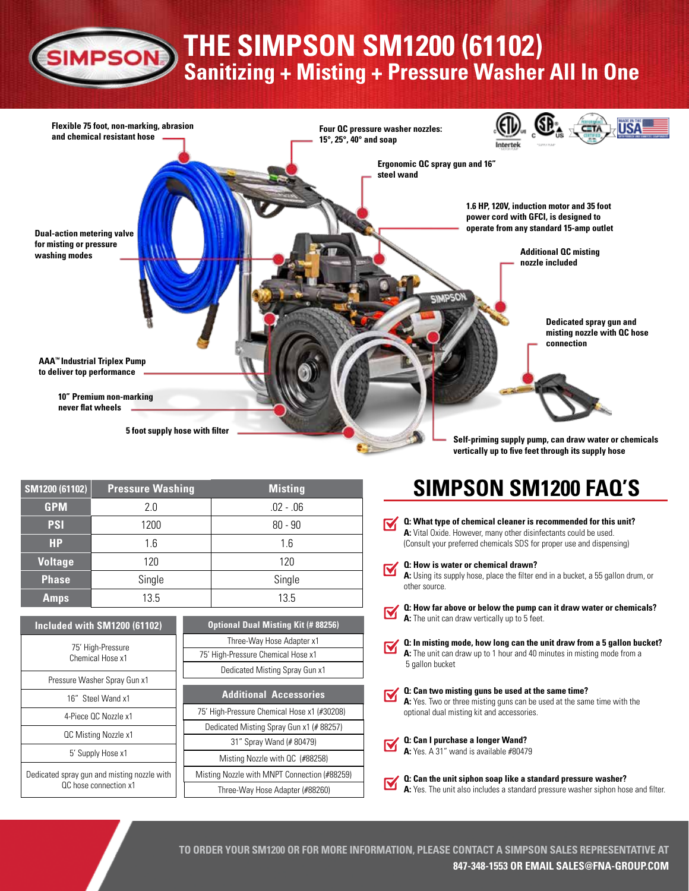# THE SIMPSON SM1200 (61102)

## Sanitizing + Misting + Pressure Washer All In One

Flexible 75 foot, non-marking, abrasion and chemical resistant hose

Four QC pressure washer nozzles: 15°, 25°, 40° and soap

Ergonomic QC spray gun and 16" steel wand

1.6 HP, 120V, induction motor and 35 foot power cord with GFCI, is designed to operate from any standard 15-amp outlet

Dual-action metering valve for misting or pressure washing modes

Additional QC misting nozzle included

Dedicated spray gun and misting nozzle with QC hose connection

AAA™ Industrial Triplex Pump to deliver top performance

10" Premium non-marking never flat wheels

5 foot supply hose with filter

Self-priming supply pump, can draw water or chemicals vertically up to five feet through its supply hose

| SM1200 (61102) | Pressure Washing | Misting |
|---|---|---|
| GPM | 2.0 | .02 - .06 |
| PSI | 1200 | 80 - 90 |
| HP | 1.6 | 1.6 |
| Voltage | 120 | 120 |
| Phase | Single | Single |
| Amps | 13.5 | 13.5 |

| Included with SM1200 (61102) |
|---|
| 75' High-Pressure Chemical Hose x1 |
| Pressure Washer Spray Gun x1 |
| 16" Steel Wand x1 |
| 4-Piece QC Nozzle x1 |
| QC Misting Nozzle x1 |
| 5' Supply Hose x1 |
| Dedicated spray gun and misting nozzle with QC hose connection x1 |

| Optional Dual Misting Kit (# 88256) |
|---|
| Three-Way Hose Adapter x1 |
| 75' High-Pressure Chemical Hose x1 |
| Dedicated Misting Spray Gun x1 |

| Additional Accessories |
|---|
| 75' High-Pressure Chemical Hose x1 (#30208) |
| Dedicated Misting Spray Gun x1 (# 88257) |
| 31" Spray Wand (# 80479) |
| Misting Nozzle with QC (#88258) |
| Misting Nozzle with MNPT Connection (#88259) |
| Three-Way Hose Adapter (#88260) |

## SIMPSON SM1200 FAQ'S

**Q: What type of chemical cleaner is recommended for this unit?**
**A:** Vital Oxide. However, many other disinfectants could be used. (Consult your preferred chemicals SDS for proper use and dispensing)

**Q: How is water or chemical drawn?**
**A:** Using its supply hose, place the filter end in a bucket, a 55 gallon drum, or other source.

**Q: How far above or below the pump can it draw water or chemicals?**
**A:** The unit can draw vertically up to 5 feet.

**Q: In misting mode, how long can the unit draw from a 5 gallon bucket?**
**A:** The unit can draw up to 1 hour and 40 minutes in misting mode from a 5 gallon bucket

**Q: Can two misting guns be used at the same time?**
**A:** Yes. Two or three misting guns can be used at the same time with the optional dual misting kit and accessories.

**Q: Can I purchase a longer Wand?**
**A:** Yes. A 31" wand is available #80479

**Q: Can the unit siphon soap like a standard pressure washer?**
**A:** Yes. The unit also includes a standard pressure washer siphon hose and filter.

**TO ORDER YOUR SM1200 OR FOR MORE INFORMATION, PLEASE CONTACT A SIMPSON SALES REPRESENTATIVE AT 847-348-1553 OR EMAIL SALES@FNA-GROUP.COM**